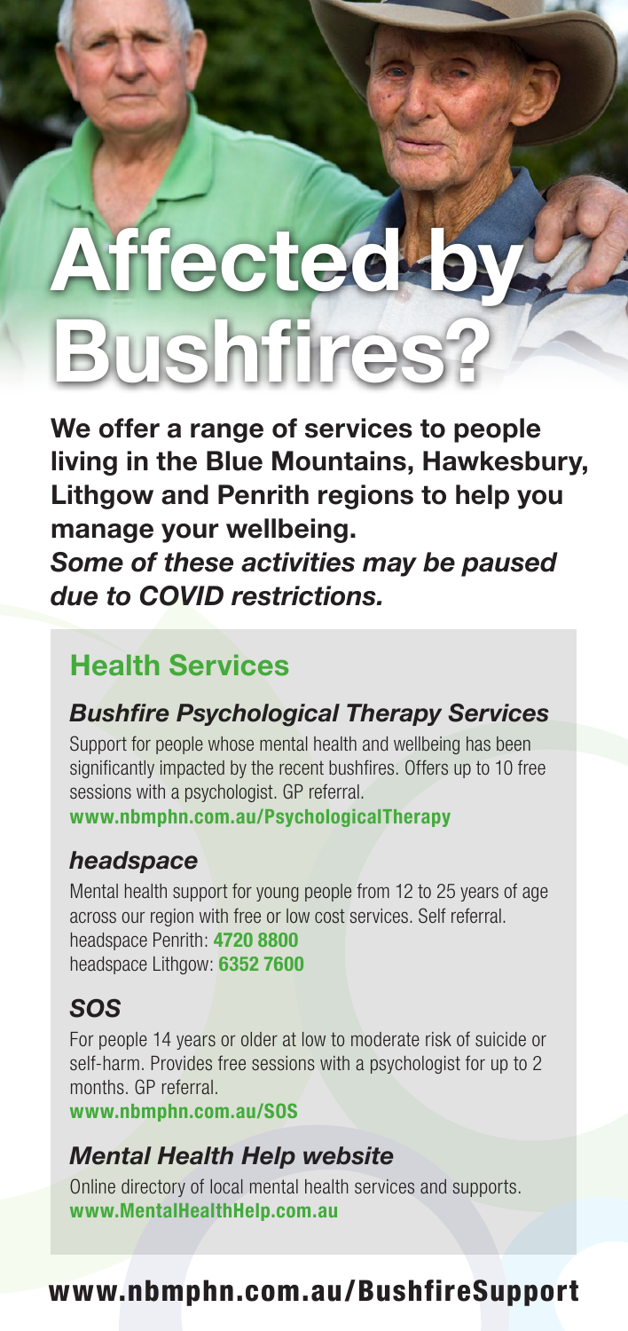# Affected by Bushfires?

**We offer a range of services to people living in the Blue Mountains, Hawkesbury, Lithgow and Penrith regions to help you manage your wellbeing.**
***Some of these activities may be paused due to COVID restrictions.***

## Health Services

### *Bushfire Psychological Therapy Services*

Support for people whose mental health and wellbeing has been significantly impacted by the recent bushfires. Offers up to 10 free sessions with a psychologist. GP referral.
**www.nbmphn.com.au/PsychologicalTherapy**

### *headspace*

Mental health support for young people from 12 to 25 years of age across our region with free or low cost services. Self referral.
headspace Penrith: **4720 8800**
headspace Lithgow: **6352 7600**

### *SOS*

For people 14 years or older at low to moderate risk of suicide or self-harm. Provides free sessions with a psychologist for up to 2 months. GP referral.
**www.nbmphn.com.au/SOS**

### *Mental Health Help website*

Online directory of local mental health services and supports.
**www.MentalHealthHelp.com.au**

**www.nbmphn.com.au/BushfireSupport**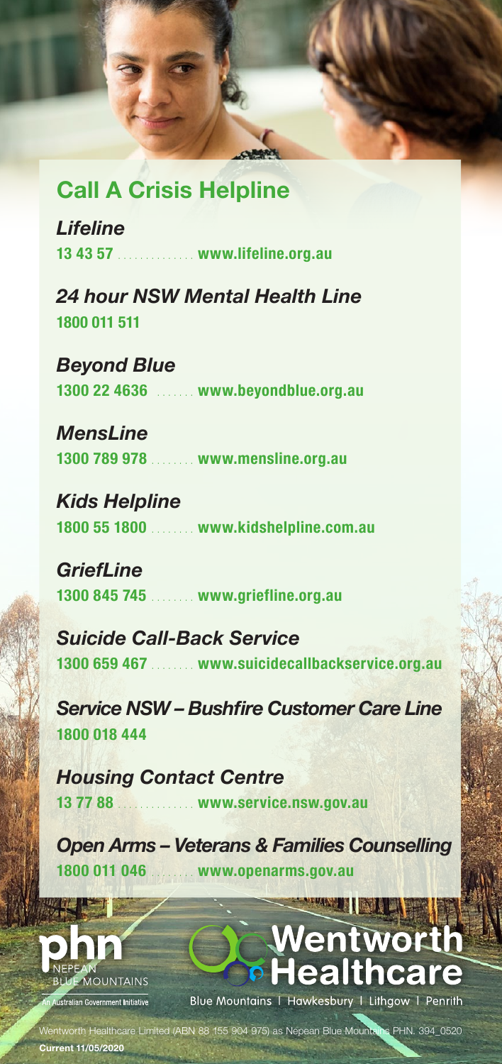## Call A Crisis Helpline

***Lifeline***
**13 43 57** .............. **www.lifeline.org.au**

***24 hour NSW Mental Health Line***
**1800 011 511**

***Beyond Blue***
**1300 22 4636** ....... **www.beyondblue.org.au**

***MensLine***
**1300 789 978** ........ **www.mensline.org.au**

***Kids Helpline***
**1800 55 1800** ........ **www.kidshelpline.com.au**

***GriefLine***
**1300 845 745** ........ **www.griefline.org.au**

***Suicide Call-Back Service***
**1300 659 467** ........ **www.suicidecallbackservice.org.au**

***Service NSW – Bushfire Customer Care Line***
**1800 018 444**

***Housing Contact Centre***
**13 77 88** .............. **www.service.nsw.gov.au**

***Open Arms – Veterans & Families Counselling***
**1800 011 046** ........ **www.openarms.gov.au**

phn NEPEAN BLUE MOUNTAINS
An Australian Government Initiative

Wentworth Healthcare
Blue Mountains | Hawkesbury | Lithgow | Penrith

Wentworth Healthcare Limited (ABN 88 155 904 975) as Nepean Blue Mountains PHN. 394_0520

**Current 11/05/2020**